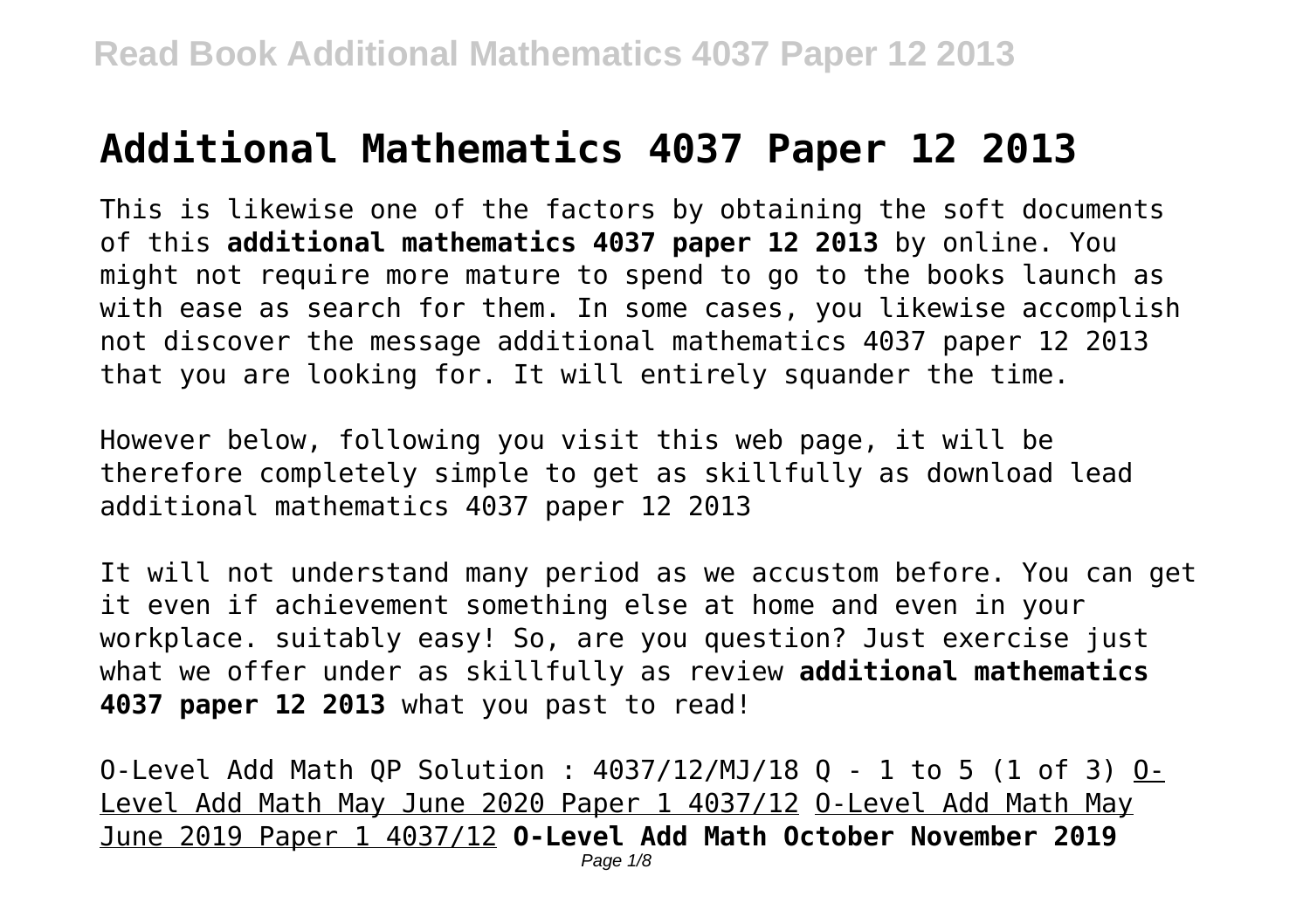# Additional Mathematics 4037 Paper 12 2013

This is likewise one of the factors by obtaining the soft documents of this **additional mathematics 4037 paper 12 2013** by online. You might not require more mature to spend to go to the books launch as with ease as search for them. In some cases, you likewise accomplish not discover the message additional mathematics 4037 paper 12 2013 that you are looking for. It will entirely squander the time.

However below, following you visit this web page, it will be therefore completely simple to get as skillfully as download lead additional mathematics 4037 paper 12 2013

It will not understand many period as we accustom before. You can get it even if achievement something else at home and even in your workplace. suitably easy! So, are you question? Just exercise just what we offer under as skillfully as review **additional mathematics 4037 paper 12 2013** what you past to read!

O-Level Add Math QP Solution : 4037/12/MJ/18 Q - 1 to 5 (1 of 3) O-Level Add Math May June 2020 Paper 1 4037/12 O-Level Add Math May June 2019 Paper 1 4037/12 **O-Level Add Math October November 2019**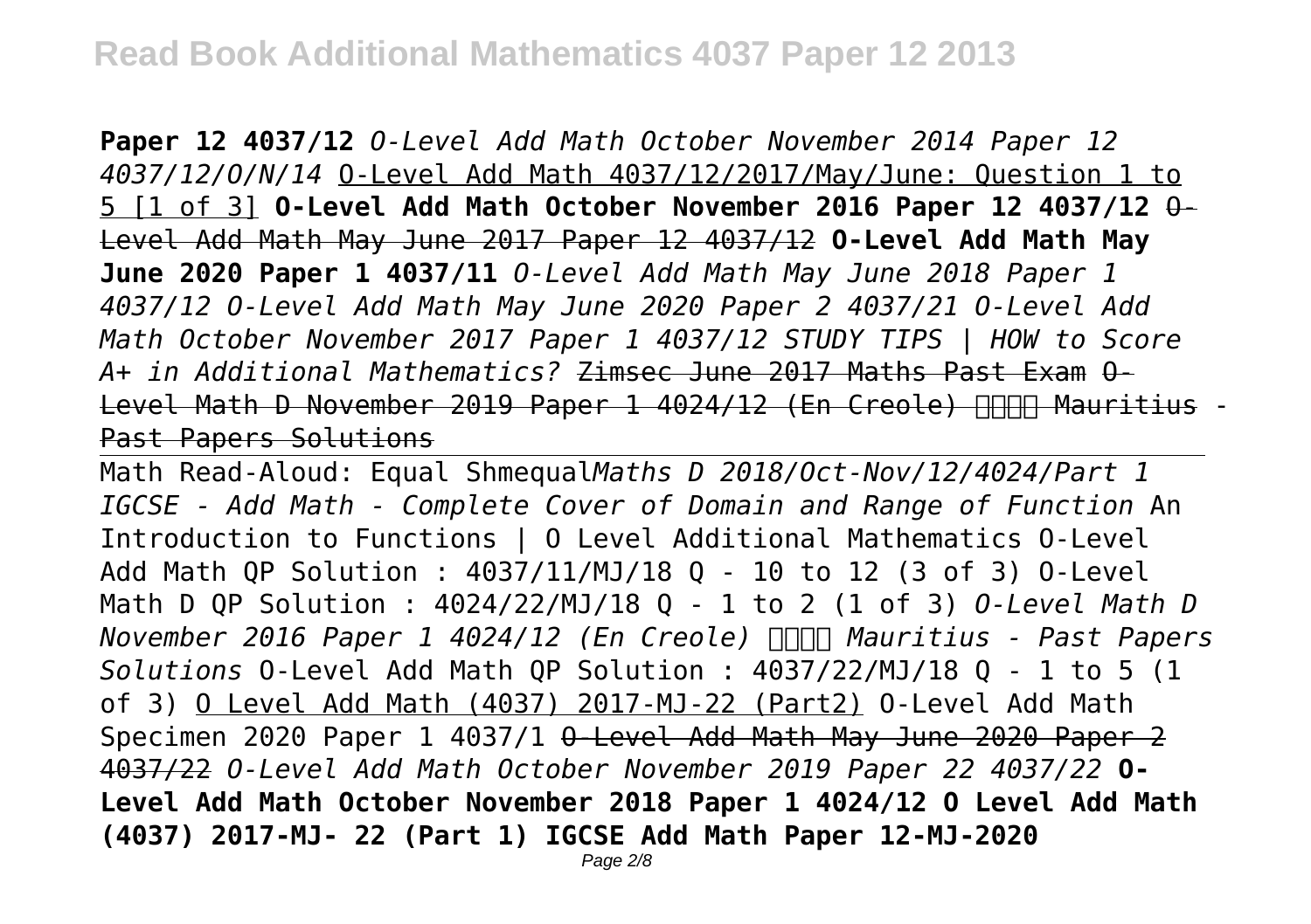**Paper 12 4037/12** *O-Level Add Math October November 2014 Paper 12 4037/12/O/N/14* O-Level Add Math 4037/12/2017/May/June: Question 1 to 5 [1 of 3] **O-Level Add Math October November 2016 Paper 12 4037/12** ~~O-Level Add Math May June 2017 Paper 12 4037/12~~ **O-Level Add Math May June 2020 Paper 1 4037/11** *O-Level Add Math May June 2018 Paper 1 4037/12 O-Level Add Math May June 2020 Paper 2 4037/21 O-Level Add Math October November 2017 Paper 1 4037/12 STUDY TIPS | HOW to Score A+ in Additional Mathematics?* ~~Zimsec June 2017 Maths Past Exam O-Level Math D November 2019 Paper 1 4024/12 (En Creole) Mauritius - Past Papers Solutions~~

Math Read-Aloud: Equal Shmequal*Maths D 2018/Oct-Nov/12/4024/Part 1 IGCSE - Add Math - Complete Cover of Domain and Range of Function* An Introduction to Functions | O Level Additional Mathematics O-Level Add Math QP Solution : 4037/11/MJ/18 Q - 10 to 12 (3 of 3) O-Level Math D QP Solution : 4024/22/MJ/18 Q - 1 to 2 (1 of 3) *O-Level Math D November 2016 Paper 1 4024/12 (En Creole) Mauritius - Past Papers Solutions* O-Level Add Math QP Solution : 4037/22/MJ/18 Q - 1 to 5 (1 of 3) O Level Add Math (4037) 2017-MJ-22 (Part2) O-Level Add Math Specimen 2020 Paper 1 4037/1 ~~O-Level Add Math May June 2020 Paper 2 4037/22~~ *O-Level Add Math October November 2019 Paper 22 4037/22* **O-Level Add Math October November 2018 Paper 1 4024/12 O Level Add Math (4037) 2017-MJ- 22 (Part 1) IGCSE Add Math Paper 12-MJ-2020**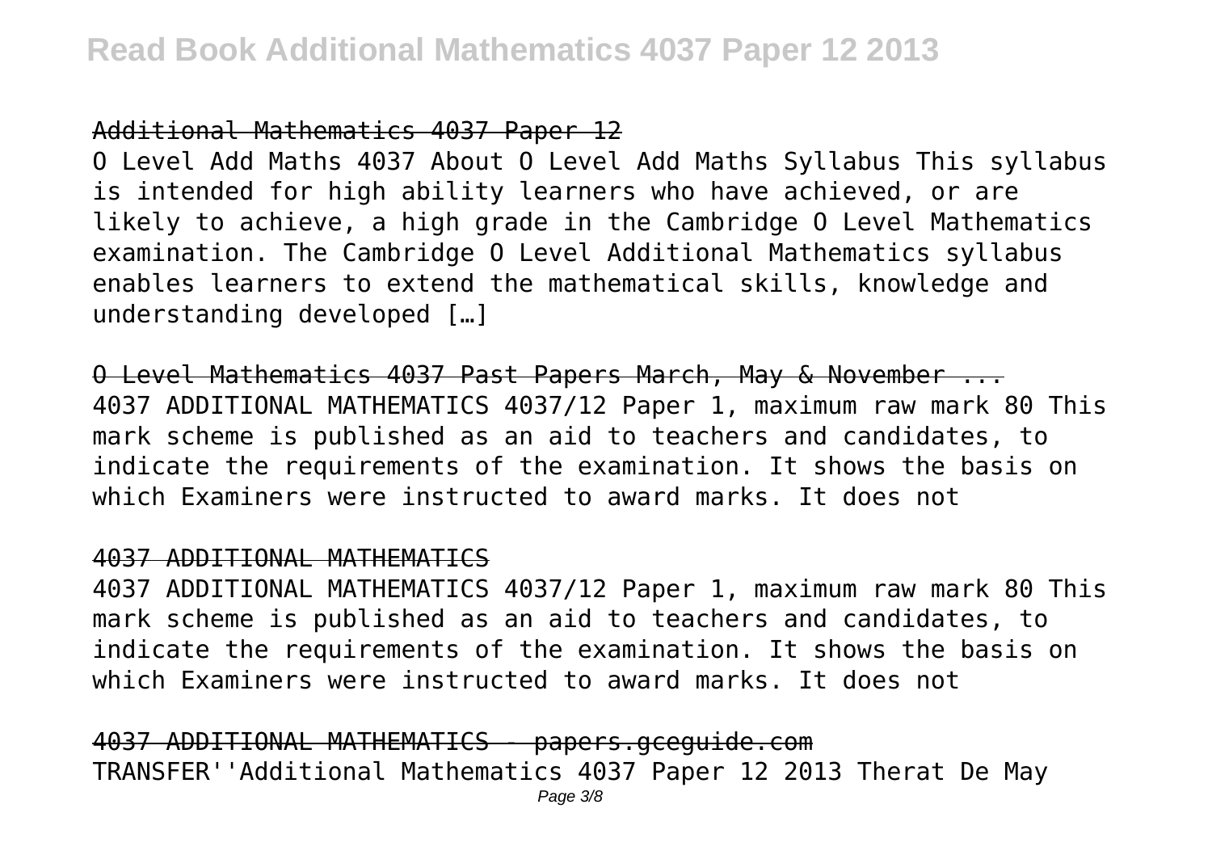## Additional Mathematics 4037 Paper 12

O Level Add Maths 4037 About O Level Add Maths Syllabus This syllabus is intended for high ability learners who have achieved, or are likely to achieve, a high grade in the Cambridge O Level Mathematics examination. The Cambridge O Level Additional Mathematics syllabus enables learners to extend the mathematical skills, knowledge and understanding developed […]

## O Level Mathematics 4037 Past Papers March, May & November ...

4037 ADDITIONAL MATHEMATICS 4037/12 Paper 1, maximum raw mark 80 This mark scheme is published as an aid to teachers and candidates, to indicate the requirements of the examination. It shows the basis on which Examiners were instructed to award marks. It does not

## 4037 ADDITIONAL MATHEMATICS

4037 ADDITIONAL MATHEMATICS 4037/12 Paper 1, maximum raw mark 80 This mark scheme is published as an aid to teachers and candidates, to indicate the requirements of the examination. It shows the basis on which Examiners were instructed to award marks. It does not

## 4037 ADDITIONAL MATHEMATICS - papers.gceguide.com

TRANSFER''Additional Mathematics 4037 Paper 12 2013 Therat De May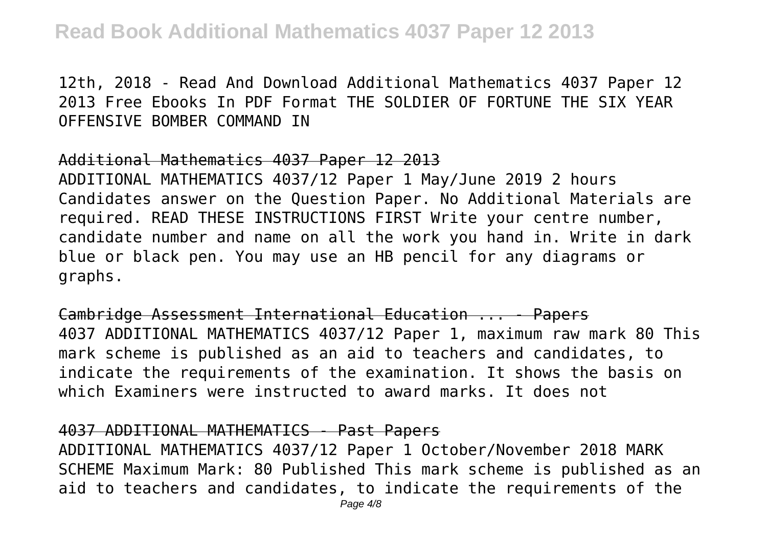12th, 2018 - Read And Download Additional Mathematics 4037 Paper 12 2013 Free Ebooks In PDF Format THE SOLDIER OF FORTUNE THE SIX YEAR OFFENSIVE BOMBER COMMAND IN

## Additional Mathematics 4037 Paper 12 2013

ADDITIONAL MATHEMATICS 4037/12 Paper 1 May/June 2019 2 hours Candidates answer on the Question Paper. No Additional Materials are required. READ THESE INSTRUCTIONS FIRST Write your centre number, candidate number and name on all the work you hand in. Write in dark blue or black pen. You may use an HB pencil for any diagrams or graphs.

## Cambridge Assessment International Education ... - Papers

4037 ADDITIONAL MATHEMATICS 4037/12 Paper 1, maximum raw mark 80 This mark scheme is published as an aid to teachers and candidates, to indicate the requirements of the examination. It shows the basis on which Examiners were instructed to award marks. It does not

## 4037 ADDITIONAL MATHEMATICS - Past Papers

ADDITIONAL MATHEMATICS 4037/12 Paper 1 October/November 2018 MARK SCHEME Maximum Mark: 80 Published This mark scheme is published as an aid to teachers and candidates, to indicate the requirements of the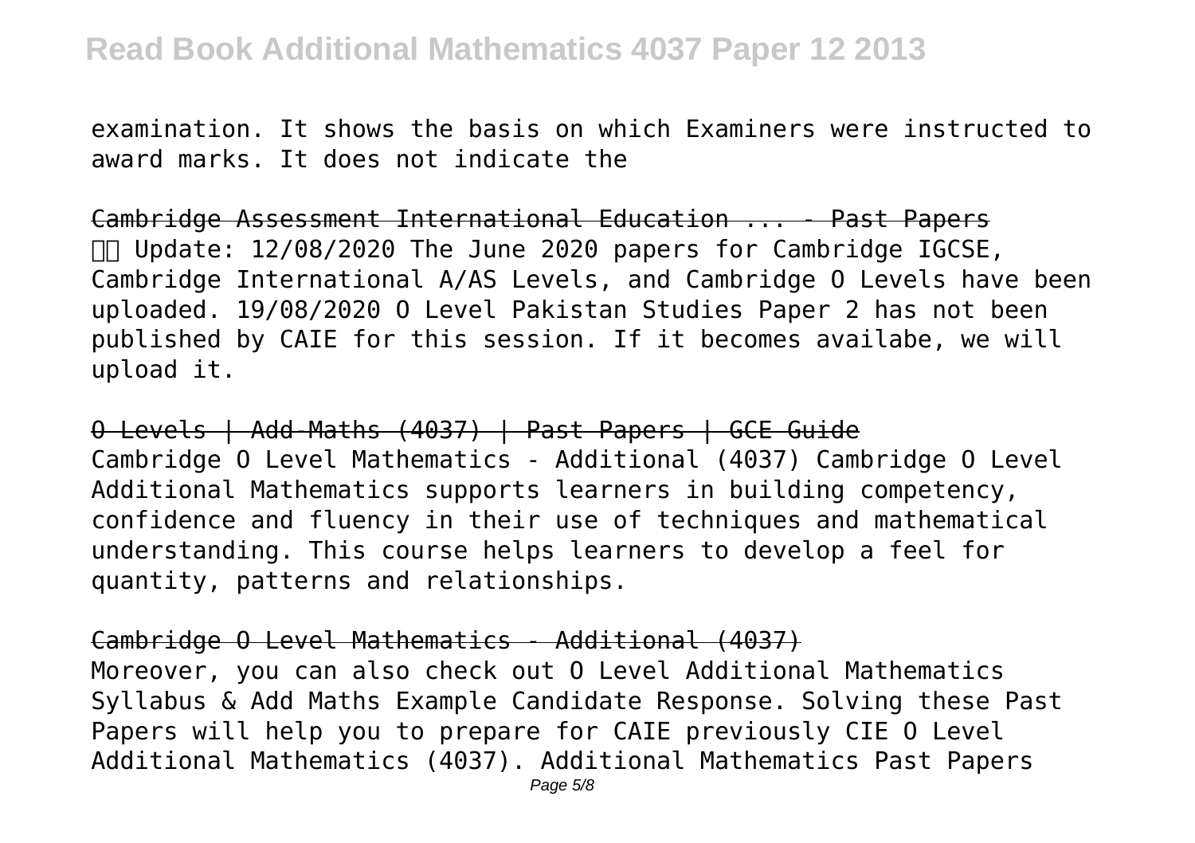examination. It shows the basis on which Examiners were instructed to award marks. It does not indicate the

Cambridge Assessment International Education ... - Past Papers

Update: 12/08/2020 The June 2020 papers for Cambridge IGCSE, Cambridge International A/AS Levels, and Cambridge O Levels have been uploaded. 19/08/2020 O Level Pakistan Studies Paper 2 has not been published by CAIE for this session. If it becomes availabe, we will upload it.

O Levels | Add Maths (4037) | Past Papers | GCE Guide

Cambridge O Level Mathematics - Additional (4037) Cambridge O Level Additional Mathematics supports learners in building competency, confidence and fluency in their use of techniques and mathematical understanding. This course helps learners to develop a feel for quantity, patterns and relationships.

Cambridge O Level Mathematics - Additional (4037)

Moreover, you can also check out O Level Additional Mathematics Syllabus & Add Maths Example Candidate Response. Solving these Past Papers will help you to prepare for CAIE previously CIE O Level Additional Mathematics (4037). Additional Mathematics Past Papers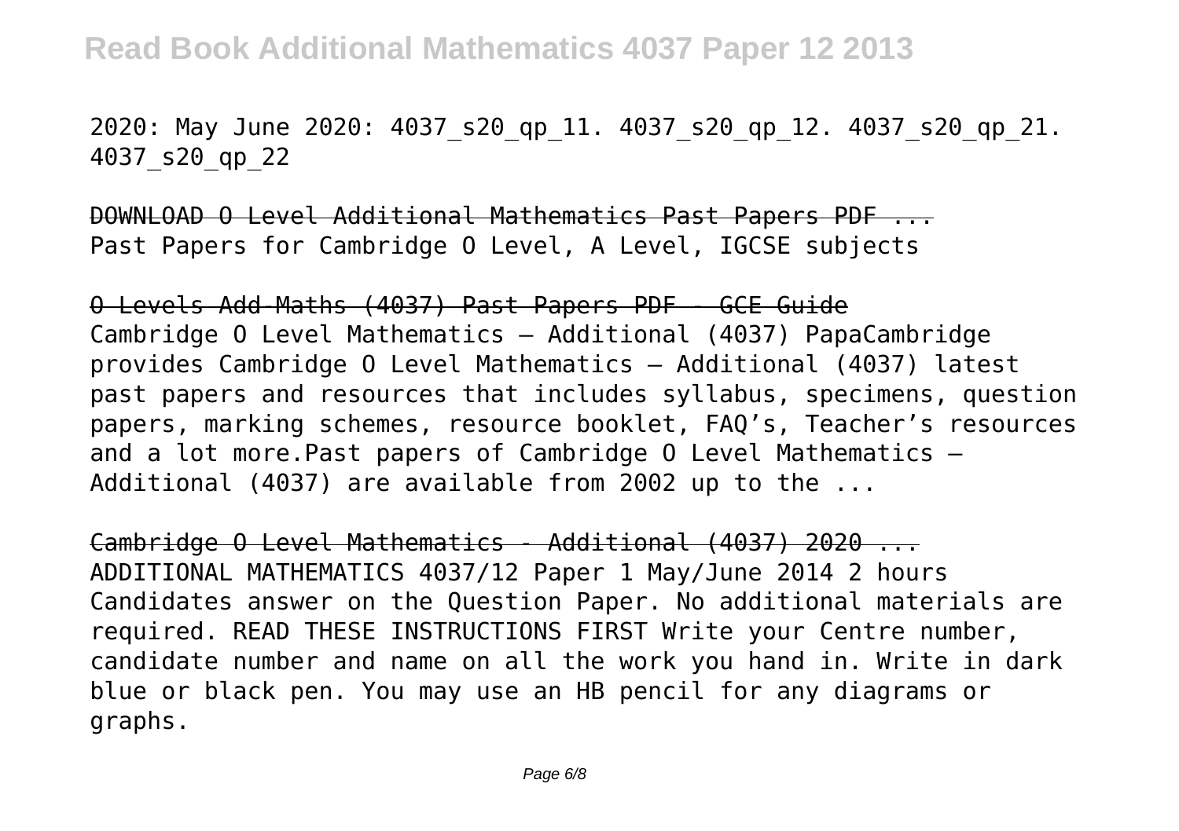2020: May June 2020: 4037_s20_qp_11. 4037_s20_qp_12. 4037_s20_qp_21. 4037_s20_qp_22

DOWNLOAD O Level Additional Mathematics Past Papers PDF ...
Past Papers for Cambridge O Level, A Level, IGCSE subjects

O Levels Add-Maths (4037) Past Papers PDF - GCE Guide
Cambridge O Level Mathematics – Additional (4037) PapaCambridge provides Cambridge O Level Mathematics – Additional (4037) latest past papers and resources that includes syllabus, specimens, question papers, marking schemes, resource booklet, FAQ's, Teacher's resources and a lot more.Past papers of Cambridge O Level Mathematics – Additional (4037) are available from 2002 up to the ...

Cambridge O Level Mathematics - Additional (4037) 2020 ...
ADDITIONAL MATHEMATICS 4037/12 Paper 1 May/June 2014 2 hours Candidates answer on the Question Paper. No additional materials are required. READ THESE INSTRUCTIONS FIRST Write your Centre number, candidate number and name on all the work you hand in. Write in dark blue or black pen. You may use an HB pencil for any diagrams or graphs.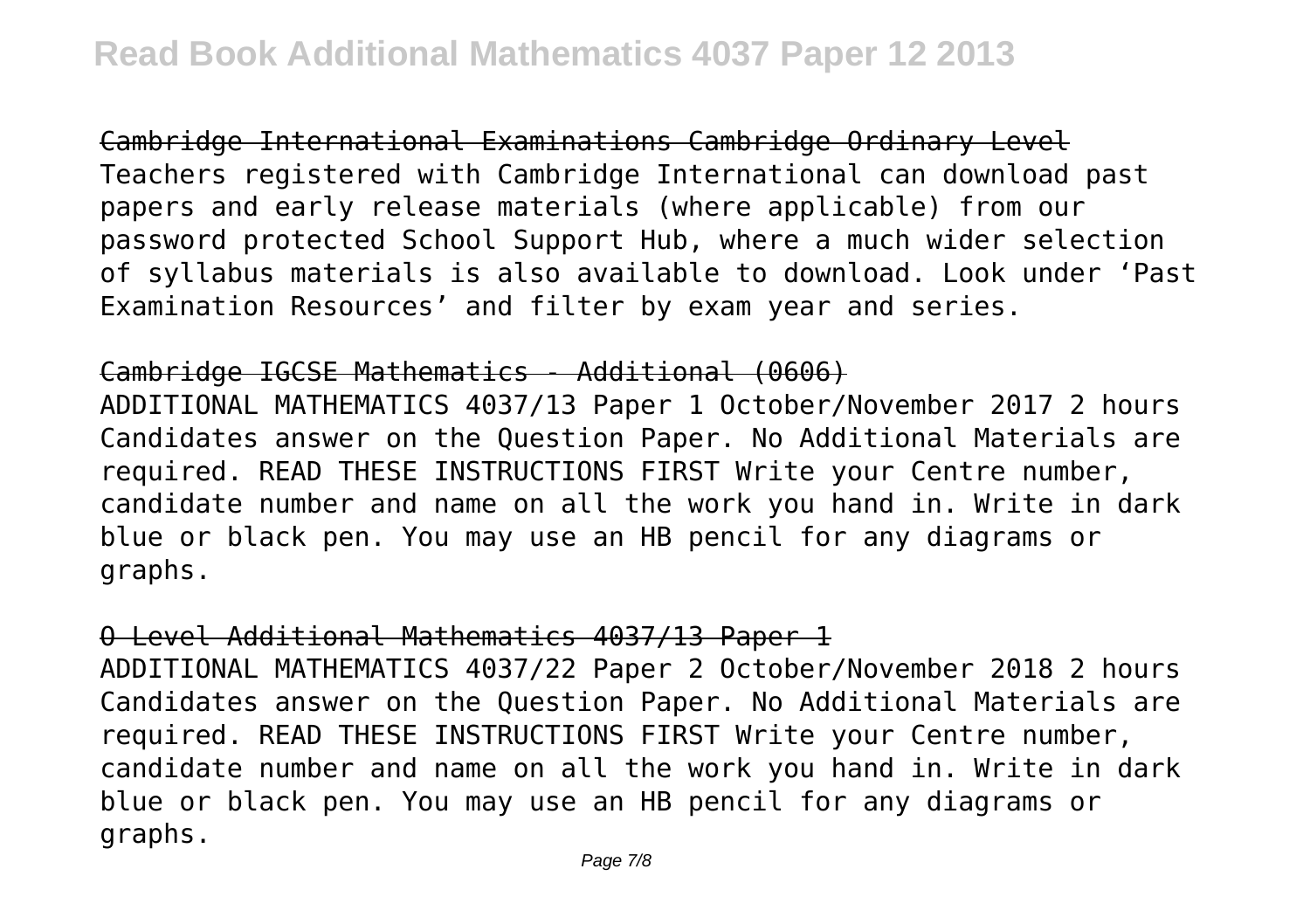Cambridge International Examinations Cambridge Ordinary Level

Teachers registered with Cambridge International can download past papers and early release materials (where applicable) from our password protected School Support Hub, where a much wider selection of syllabus materials is also available to download. Look under 'Past Examination Resources' and filter by exam year and series.

Cambridge IGCSE Mathematics - Additional (0606)

ADDITIONAL MATHEMATICS 4037/13 Paper 1 October/November 2017 2 hours Candidates answer on the Question Paper. No Additional Materials are required. READ THESE INSTRUCTIONS FIRST Write your Centre number, candidate number and name on all the work you hand in. Write in dark blue or black pen. You may use an HB pencil for any diagrams or graphs.

O Level Additional Mathematics 4037/13 Paper 1

ADDITIONAL MATHEMATICS 4037/22 Paper 2 October/November 2018 2 hours Candidates answer on the Question Paper. No Additional Materials are required. READ THESE INSTRUCTIONS FIRST Write your Centre number, candidate number and name on all the work you hand in. Write in dark blue or black pen. You may use an HB pencil for any diagrams or graphs.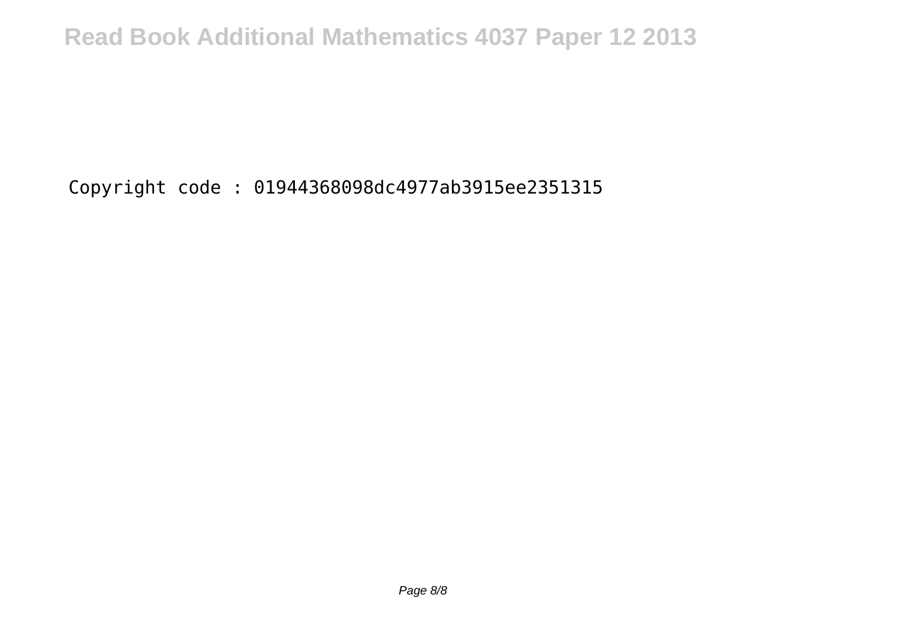Copyright code : 01944368098dc4977ab3915ee2351315